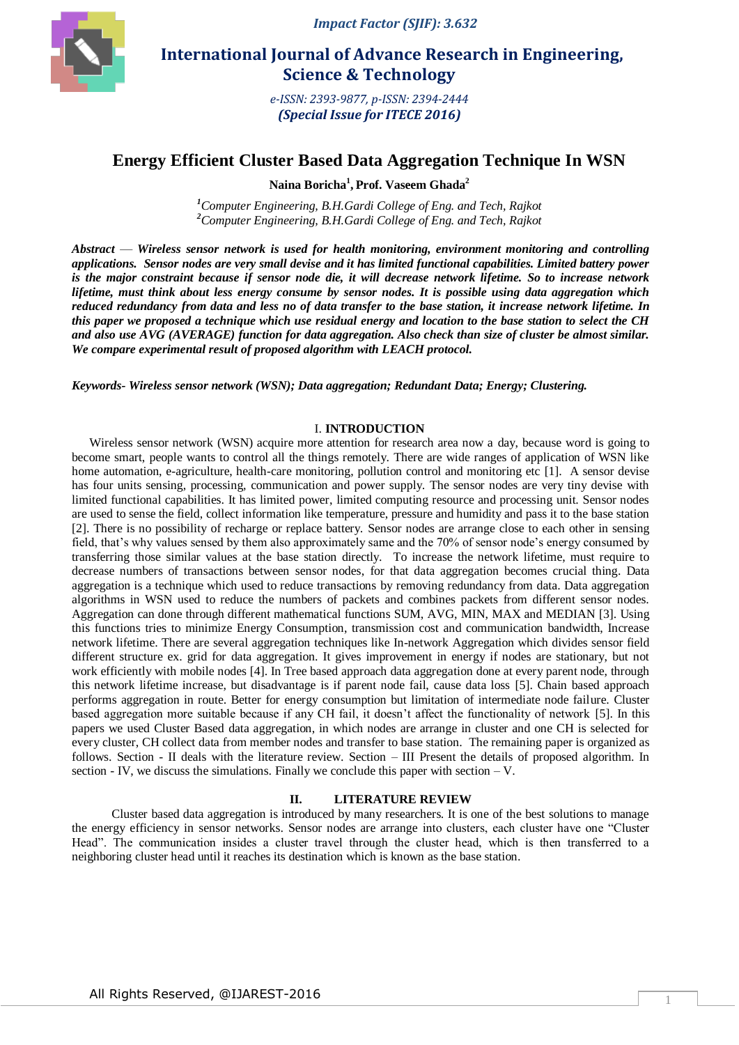Impact Factor (SJIF): 3.632

# International Journal of Advance Research in Engineering, Science & Technology

e-ISSN: 2393-9877, p-ISSN: 2394-2444
**(Special Issue for ITECE 2016)**

# Energy Efficient Cluster Based Data Aggregation Technique In WSN

**Naina Boricha[1], Prof. Vaseem Ghada[2]**

[1]*Computer Engineering, B.H.Gardi College of Eng. and Tech, Rajkot*
[2]*Computer Engineering, B.H.Gardi College of Eng. and Tech, Rajkot*

***Abstract*** ***— Wireless sensor network is used for health monitoring, environment monitoring and controlling applications. Sensor nodes are very small devise and it has limited functional capabilities. Limited battery power is the major constraint because if sensor node die, it will decrease network lifetime. So to increase network lifetime, must think about less energy consume by sensor nodes. It is possible using data aggregation which reduced redundancy from data and less no of data transfer to the base station, it increase network lifetime. In this paper we proposed a technique which use residual energy and location to the base station to select the CH and also use AVG (AVERAGE) function for data aggregation. Also check than size of cluster be almost similar. We compare experimental result of proposed algorithm with LEACH protocol.***

***Keywords- Wireless sensor network (WSN); Data aggregation; Redundant Data; Energy; Clustering.***

## I. INTRODUCTION

Wireless sensor network (WSN) acquire more attention for research area now a day, because word is going to become smart, people wants to control all the things remotely. There are wide ranges of application of WSN like home automation, e-agriculture, health-care monitoring, pollution control and monitoring etc [1]. A sensor devise has four units sensing, processing, communication and power supply. The sensor nodes are very tiny devise with limited functional capabilities. It has limited power, limited computing resource and processing unit. Sensor nodes are used to sense the field, collect information like temperature, pressure and humidity and pass it to the base station [2]. There is no possibility of recharge or replace battery. Sensor nodes are arrange close to each other in sensing field, that's why values sensed by them also approximately same and the 70% of sensor node's energy consumed by transferring those similar values at the base station directly. To increase the network lifetime, must require to decrease numbers of transactions between sensor nodes, for that data aggregation becomes crucial thing. Data aggregation is a technique which used to reduce transactions by removing redundancy from data. Data aggregation algorithms in WSN used to reduce the numbers of packets and combines packets from different sensor nodes. Aggregation can done through different mathematical functions SUM, AVG, MIN, MAX and MEDIAN [3]. Using this functions tries to minimize Energy Consumption, transmission cost and communication bandwidth, Increase network lifetime. There are several aggregation techniques like In-network Aggregation which divides sensor field different structure ex. grid for data aggregation. It gives improvement in energy if nodes are stationary, but not work efficiently with mobile nodes [4]. In Tree based approach data aggregation done at every parent node, through this network lifetime increase, but disadvantage is if parent node fail, cause data loss [5]. Chain based approach performs aggregation in route. Better for energy consumption but limitation of intermediate node failure. Cluster based aggregation more suitable because if any CH fail, it doesn't affect the functionality of network [5]. In this papers we used Cluster Based data aggregation, in which nodes are arrange in cluster and one CH is selected for every cluster, CH collect data from member nodes and transfer to base station. The remaining paper is organized as follows. Section - II deals with the literature review. Section – III Present the details of proposed algorithm. In section - IV, we discuss the simulations. Finally we conclude this paper with section – V.

## II. LITERATURE REVIEW

Cluster based data aggregation is introduced by many researchers. It is one of the best solutions to manage the energy efficiency in sensor networks. Sensor nodes are arrange into clusters, each cluster have one "Cluster Head". The communication insides a cluster travel through the cluster head, which is then transferred to a neighboring cluster head until it reaches its destination which is known as the base station.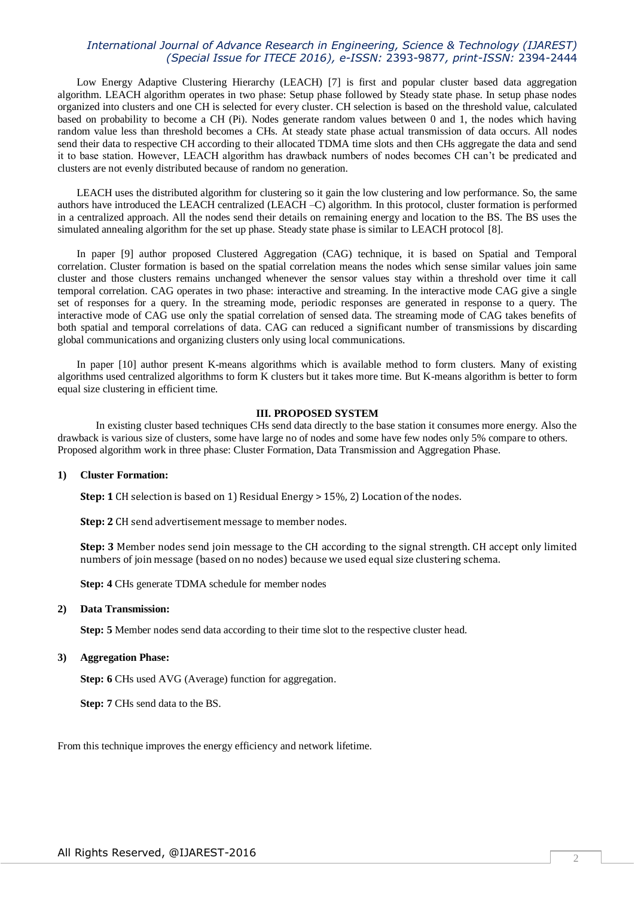Low Energy Adaptive Clustering Hierarchy (LEACH) [7] is first and popular cluster based data aggregation algorithm. LEACH algorithm operates in two phase: Setup phase followed by Steady state phase. In setup phase nodes organized into clusters and one CH is selected for every cluster. CH selection is based on the threshold value, calculated based on probability to become a CH (Pi). Nodes generate random values between 0 and 1, the nodes which having random value less than threshold becomes a CHs. At steady state phase actual transmission of data occurs. All nodes send their data to respective CH according to their allocated TDMA time slots and then CHs aggregate the data and send it to base station. However, LEACH algorithm has drawback numbers of nodes becomes CH can't be predicated and clusters are not evenly distributed because of random no generation.

LEACH uses the distributed algorithm for clustering so it gain the low clustering and low performance. So, the same authors have introduced the LEACH centralized (LEACH –C) algorithm. In this protocol, cluster formation is performed in a centralized approach. All the nodes send their details on remaining energy and location to the BS. The BS uses the simulated annealing algorithm for the set up phase. Steady state phase is similar to LEACH protocol [8].

In paper [9] author proposed Clustered Aggregation (CAG) technique, it is based on Spatial and Temporal correlation. Cluster formation is based on the spatial correlation means the nodes which sense similar values join same cluster and those clusters remains unchanged whenever the sensor values stay within a threshold over time it call temporal correlation. CAG operates in two phase: interactive and streaming. In the interactive mode CAG give a single set of responses for a query. In the streaming mode, periodic responses are generated in response to a query. The interactive mode of CAG use only the spatial correlation of sensed data. The streaming mode of CAG takes benefits of both spatial and temporal correlations of data. CAG can reduced a significant number of transmissions by discarding global communications and organizing clusters only using local communications.

In paper [10] author present K-means algorithms which is available method to form clusters. Many of existing algorithms used centralized algorithms to form K clusters but it takes more time. But K-means algorithm is better to form equal size clustering in efficient time.

## III. PROPOSED SYSTEM

In existing cluster based techniques CHs send data directly to the base station it consumes more energy. Also the drawback is various size of clusters, some have large no of nodes and some have few nodes only 5% compare to others. Proposed algorithm work in three phase: Cluster Formation, Data Transmission and Aggregation Phase.

**1) Cluster Formation:**

**Step: 1** CH selection is based on 1) Residual Energy > 15%, 2) Location of the nodes.

**Step: 2** CH send advertisement message to member nodes.

**Step: 3** Member nodes send join message to the CH according to the signal strength. CH accept only limited numbers of join message (based on no nodes) because we used equal size clustering schema.

**Step: 4** CHs generate TDMA schedule for member nodes

**2) Data Transmission:**

**Step: 5** Member nodes send data according to their time slot to the respective cluster head.

**3) Aggregation Phase:**

**Step: 6** CHs used AVG (Average) function for aggregation.

**Step: 7** CHs send data to the BS.

From this technique improves the energy efficiency and network lifetime.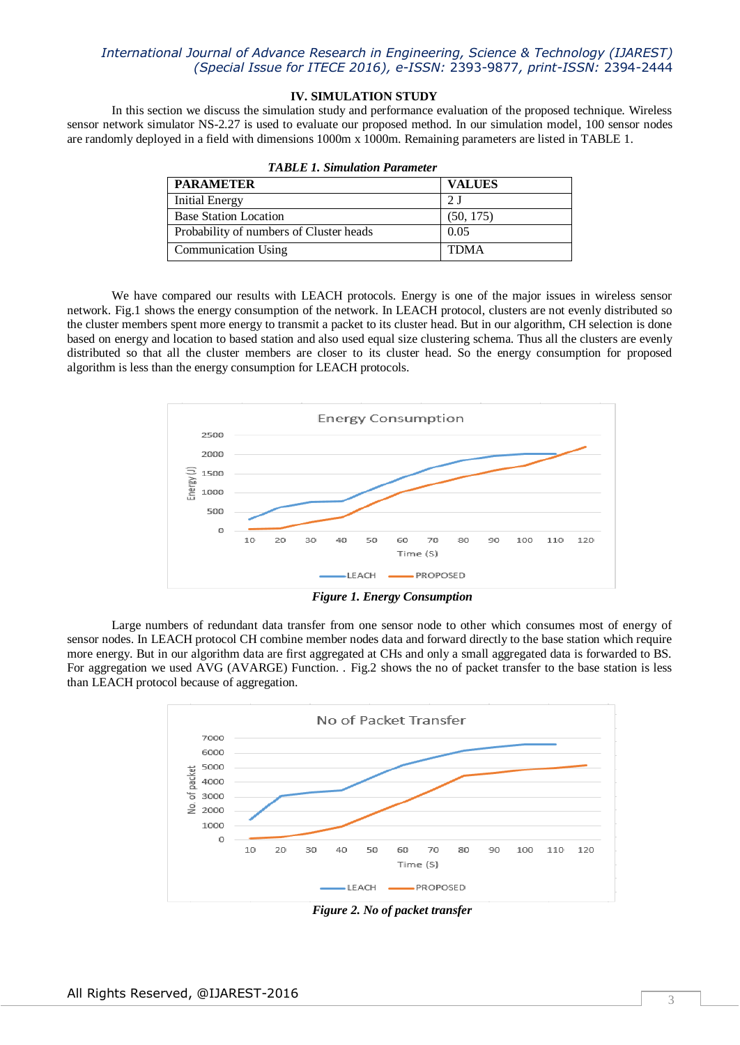## IV. SIMULATION STUDY

In this section we discuss the simulation study and performance evaluation of the proposed technique. Wireless sensor network simulator NS-2.27 is used to evaluate our proposed method. In our simulation model, 100 sensor nodes are randomly deployed in a field with dimensions 1000m x 1000m. Remaining parameters are listed in TABLE 1.

*TABLE 1. Simulation Parameter*

| PARAMETER | VALUES |
|---|---|
| Initial Energy | 2 J |
| Base Station Location | (50, 175) |
| Probability of numbers of Cluster heads | 0.05 |
| Communication Using | TDMA |

We have compared our results with LEACH protocols. Energy is one of the major issues in wireless sensor network. Fig.1 shows the energy consumption of the network. In LEACH protocol, clusters are not evenly distributed so the cluster members spent more energy to transmit a packet to its cluster head. But in our algorithm, CH selection is done based on energy and location to based station and also used equal size clustering schema. Thus all the clusters are evenly distributed so that all the cluster members are closer to its cluster head. So the energy consumption for proposed algorithm is less than the energy consumption for LEACH protocols.

*Figure 1. Energy Consumption*

Large numbers of redundant data transfer from one sensor node to other which consumes most of energy of sensor nodes. In LEACH protocol CH combine member nodes data and forward directly to the base station which require more energy. But in our algorithm data are first aggregated at CHs and only a small aggregated data is forwarded to BS. For aggregation we used AVG (AVARGE) Function. . Fig.2 shows the no of packet transfer to the base station is less than LEACH protocol because of aggregation.

*Figure 2. No of packet transfer*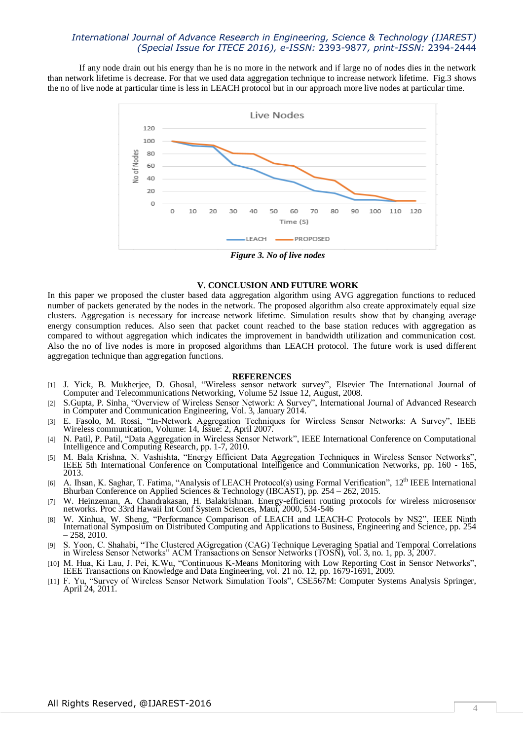If any node drain out his energy than he is no more in the network and if large no of nodes dies in the network than network lifetime is decrease. For that we used data aggregation technique to increase network lifetime. Fig.3 shows the no of live node at particular time is less in LEACH protocol but in our approach more live nodes at particular time.

Live Nodes

No of Nodes

120
100
80
60
40
20
0

0 10 20 30 40 50 60 70 80 90 100 110 120

Time (S)

LEACH PROPOSED

*Figure 3. No of live nodes*

## V. CONCLUSION AND FUTURE WORK

In this paper we proposed the cluster based data aggregation algorithm using AVG aggregation functions to reduced number of packets generated by the nodes in the network. The proposed algorithm also create approximately equal size clusters. Aggregation is necessary for increase network lifetime. Simulation results show that by changing average energy consumption reduces. Also seen that packet count reached to the base station reduces with aggregation as compared to without aggregation which indicates the improvement in bandwidth utilization and communication cost. Also the no of live nodes is more in proposed algorithms than LEACH protocol. The future work is used different aggregation technique than aggregation functions.

## REFERENCES

[1] J. Yick, B. Mukherjee, D. Ghosal, "Wireless sensor network survey", Elsevier The International Journal of Computer and Telecommunications Networking, Volume 52 Issue 12, August, 2008.

[2] S.Gupta, P. Sinha, "Overview of Wireless Sensor Network: A Survey", International Journal of Advanced Research in Computer and Communication Engineering, Vol. 3, January 2014.

[3] E. Fasolo, M. Rossi, "In-Network Aggregation Techniques for Wireless Sensor Networks: A Survey", IEEE Wireless communication, Volume: 14, Issue: 2, April 2007.

[4] N. Patil, P. Patil, "Data Aggregation in Wireless Sensor Network", IEEE International Conference on Computational Intelligence and Computing Research, pp. 1-7, 2010.

[5] M. Bala Krishna, N. Vashishta, "Energy Efficient Data Aggregation Techniques in Wireless Sensor Networks", IEEE 5th International Conference on Computational Intelligence and Communication Networks, pp. 160 - 165, 2013.

[6] A. Ihsan, K. Saghar, T. Fatima, "Analysis of LEACH Protocol(s) using Formal Verification", 12th IEEE International Bhurban Conference on Applied Sciences & Technology (IBCAST), pp. 254 – 262, 2015.

[7] W. Heinzeman, A. Chandrakasan, H. Balakrishnan. Energy-efficient routing protocols for wireless microsensor networks. Proc 33rd Hawaii Int Conf System Sciences, Maui, 2000, 534-546

[8] W. Xinhua, W. Sheng, "Performance Comparison of LEACH and LEACH-C Protocols by NS2", IEEE Ninth International Symposium on Distributed Computing and Applications to Business, Engineering and Science, pp. 254 – 258, 2010.

[9] S. Yoon, C. Shahabi, "The Clustered AGgregation (CAG) Technique Leveraging Spatial and Temporal Correlations in Wireless Sensor Networks" ACM Transactions on Sensor Networks (TOSN), vol. 3, no. 1, pp. 3, 2007.

[10] M. Hua, Ki Lau, J. Pei, K.Wu, "Continuous K-Means Monitoring with Low Reporting Cost in Sensor Networks", IEEE Transactions on Knowledge and Data Engineering, vol. 21 no. 12, pp. 1679-1691, 2009.

[11] F. Yu, "Survey of Wireless Sensor Network Simulation Tools", CSE567M: Computer Systems Analysis Springer, April 24, 2011.